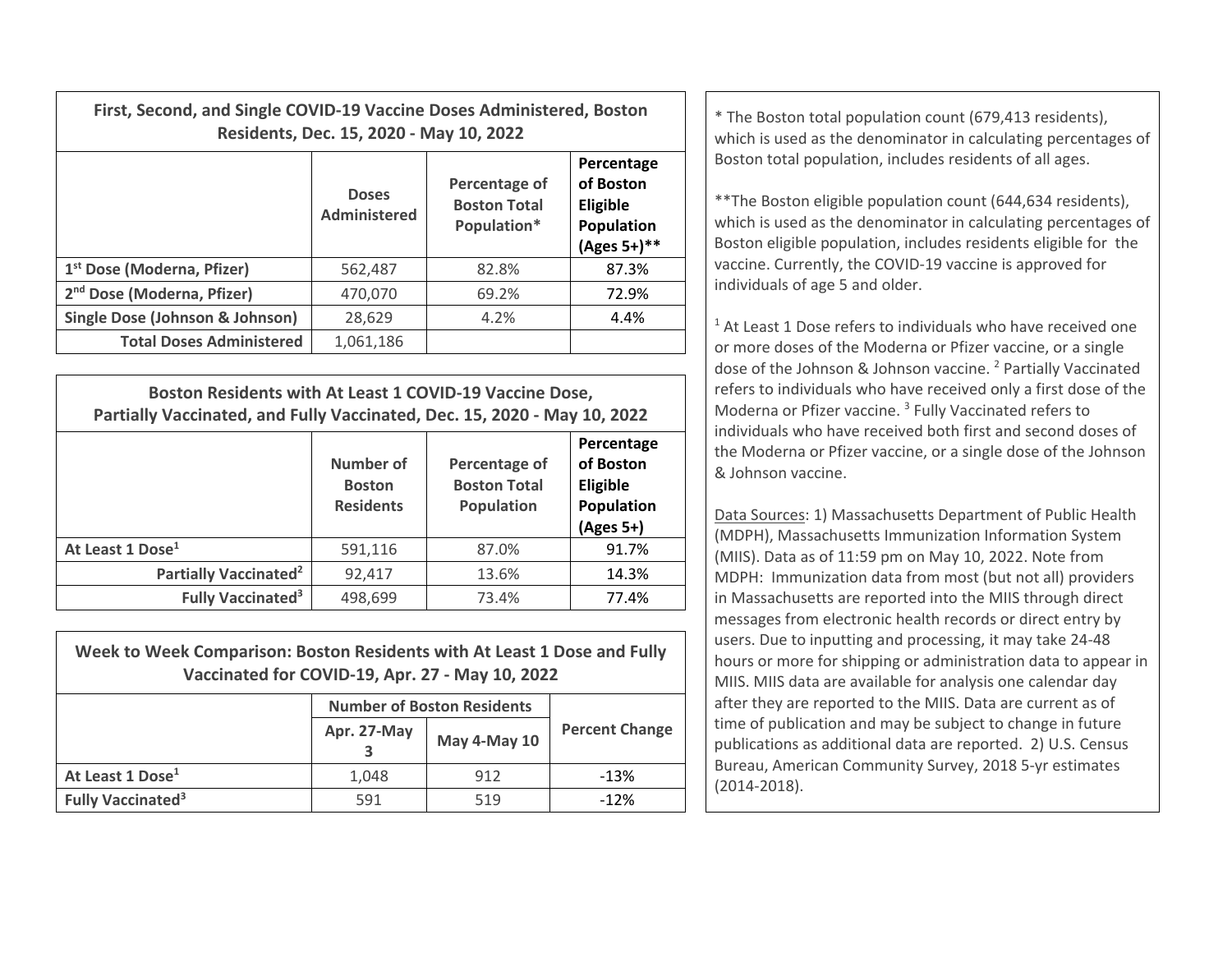| First, Second, and Single COVID-19 Vaccine Doses Administered, Boston Residents, Dec. 15, 2020 - May 10, 2022 | | | |
|---|---|---|---|
| | **Doses Administered** | **Percentage of Boston Total Population*** | **Percentage of Boston Eligible Population (Ages 5+)**** |
| **1st Dose (Moderna, Pfizer)** | 562,487 | 82.8% | 87.3% |
| **2nd Dose (Moderna, Pfizer)** | 470,070 | 69.2% | 72.9% |
| **Single Dose (Johnson & Johnson)** | 28,629 | 4.2% | 4.4% |
| **Total Doses Administered** | 1,061,186 | | |

| Boston Residents with At Least 1 COVID-19 Vaccine Dose, Partially Vaccinated, and Fully Vaccinated, Dec. 15, 2020 - May 10, 2022 | | | |
|---|---|---|---|
| | **Number of Boston Residents** | **Percentage of Boston Total Population** | **Percentage of Boston Eligible Population (Ages 5+)** |
| **At Least 1 Dose[1]** | 591,116 | 87.0% | 91.7% |
| **Partially Vaccinated[2]** | 92,417 | 13.6% | 14.3% |
| **Fully Vaccinated[3]** | 498,699 | 73.4% | 77.4% |

| Week to Week Comparison: Boston Residents with At Least 1 Dose and Fully Vaccinated for COVID-19, Apr. 27 - May 10, 2022 | | | |
|---|---|---|---|
| | **Number of Boston Residents** | | **Percent Change** |
| | **Apr. 27-May 3** | **May 4-May 10** | |
| **At Least 1 Dose[1]** | 1,048 | 912 | -13% |
| **Fully Vaccinated[3]** | 591 | 519 | -12% |

* The Boston total population count (679,413 residents), which is used as the denominator in calculating percentages of Boston total population, includes residents of all ages.

**The Boston eligible population count (644,634 residents), which is used as the denominator in calculating percentages of Boston eligible population, includes residents eligible for the vaccine. Currently, the COVID-19 vaccine is approved for individuals of age 5 and older.

[1] At Least 1 Dose refers to individuals who have received one or more doses of the Moderna or Pfizer vaccine, or a single dose of the Johnson & Johnson vaccine. [2] Partially Vaccinated refers to individuals who have received only a first dose of the Moderna or Pfizer vaccine. [3] Fully Vaccinated refers to individuals who have received both first and second doses of the Moderna or Pfizer vaccine, or a single dose of the Johnson & Johnson vaccine.

Data Sources: 1) Massachusetts Department of Public Health (MDPH), Massachusetts Immunization Information System (MIIS). Data as of 11:59 pm on May 10, 2022. Note from MDPH: Immunization data from most (but not all) providers in Massachusetts are reported into the MIIS through direct messages from electronic health records or direct entry by users. Due to inputting and processing, it may take 24-48 hours or more for shipping or administration data to appear in MIIS. MIIS data are available for analysis one calendar day after they are reported to the MIIS. Data are current as of time of publication and may be subject to change in future publications as additional data are reported. 2) U.S. Census Bureau, American Community Survey, 2018 5-yr estimates (2014-2018).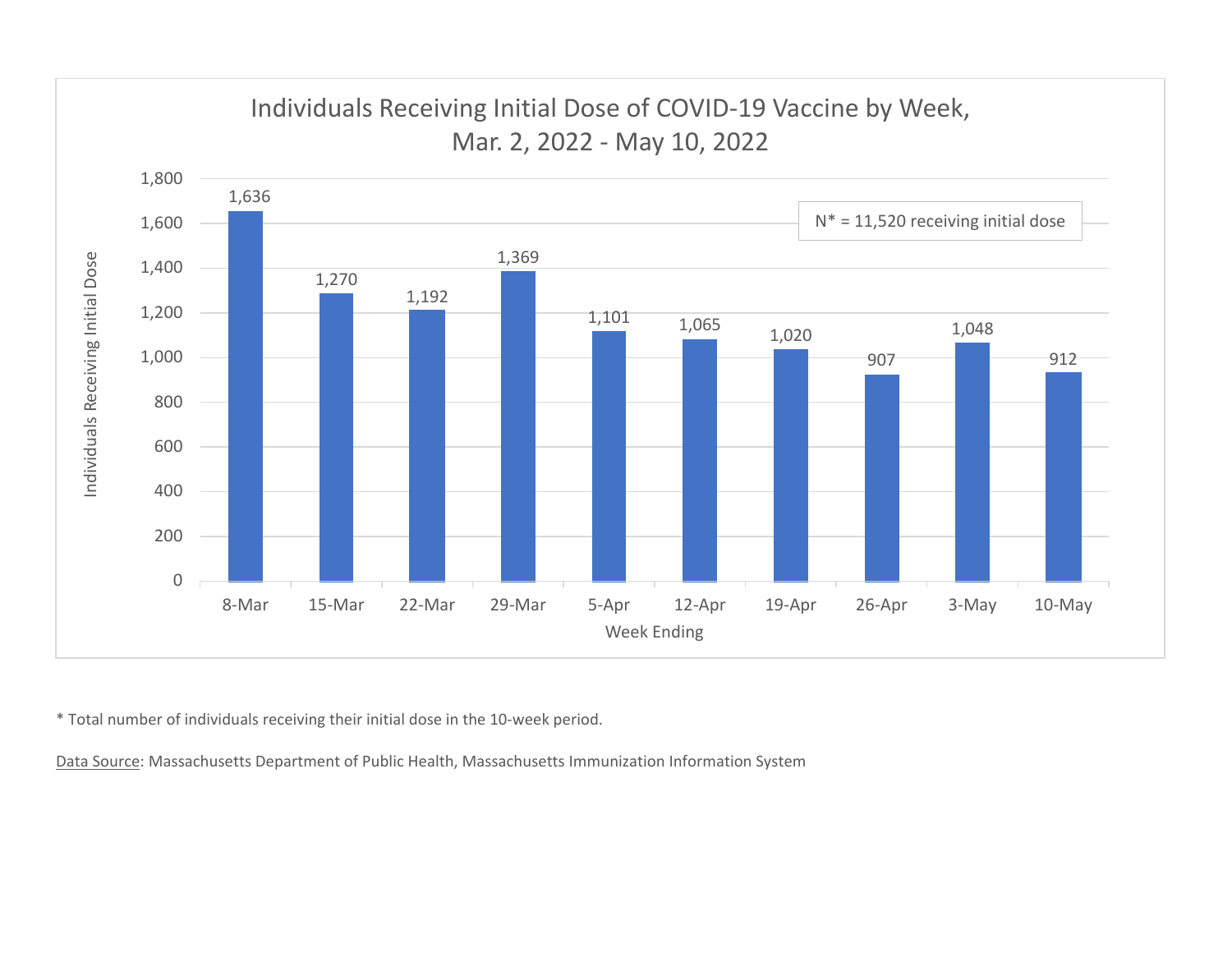## Individuals Receiving Initial Dose of COVID-19 Vaccine by Week, Mar. 2, 2022 - May 10, 2022

N* = 11,520 receiving initial dose

| Week Ending | Individuals Receiving Initial Dose |
| --- | --- |
| 8-Mar | 1,636 |
| 15-Mar | 1,270 |
| 22-Mar | 1,192 |
| 29-Mar | 1,369 |
| 5-Apr | 1,101 |
| 12-Apr | 1,065 |
| 19-Apr | 1,020 |
| 26-Apr | 907 |
| 3-May | 1,048 |
| 10-May | 912 |

\* Total number of individuals receiving their initial dose in the 10-week period.

Data Source: Massachusetts Department of Public Health, Massachusetts Immunization Information System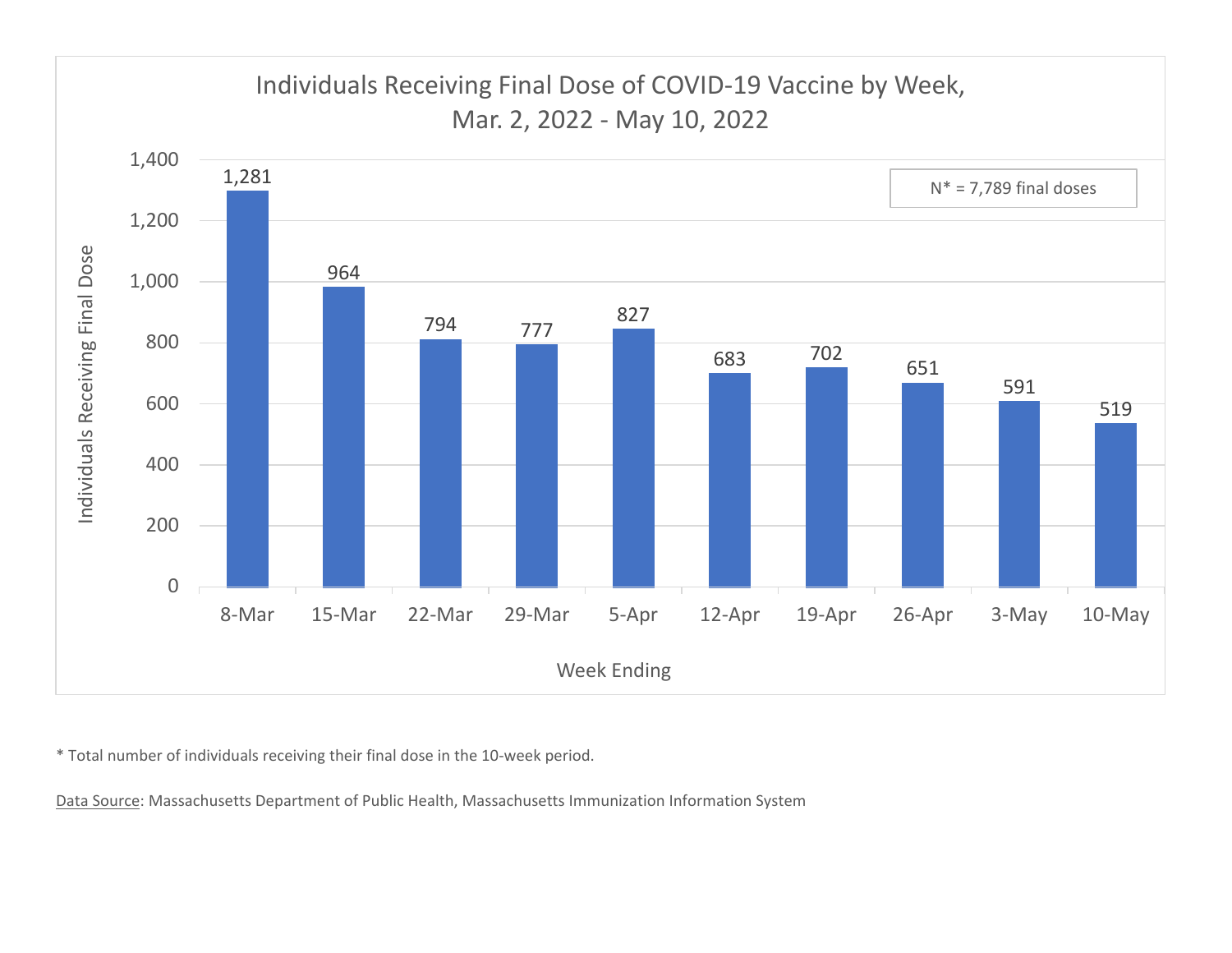## Individuals Receiving Final Dose of COVID-19 Vaccine by Week, Mar. 2, 2022 - May 10, 2022

N* = 7,789 final doses

| Week Ending | Individuals Receiving Final Dose |
|---|---|
| 8-Mar | 1,281 |
| 15-Mar | 964 |
| 22-Mar | 794 |
| 29-Mar | 777 |
| 5-Apr | 827 |
| 12-Apr | 683 |
| 19-Apr | 702 |
| 26-Apr | 651 |
| 3-May | 591 |
| 10-May | 519 |

* Total number of individuals receiving their final dose in the 10-week period.

Data Source: Massachusetts Department of Public Health, Massachusetts Immunization Information System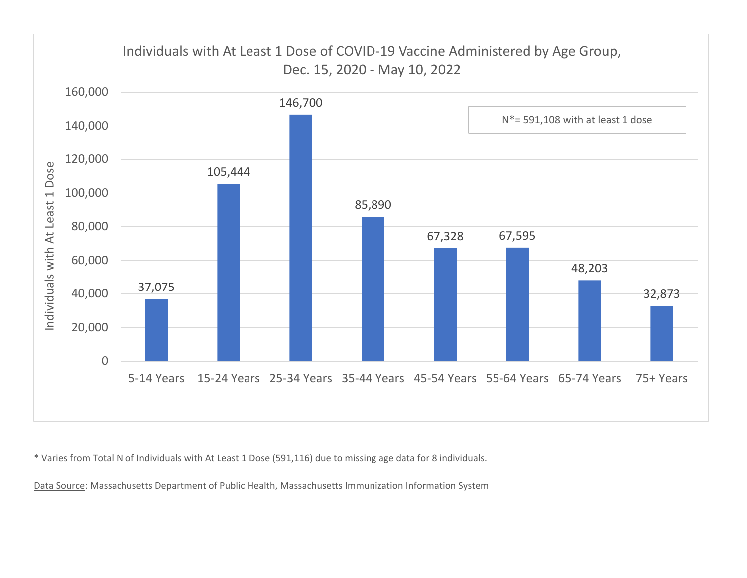## Individuals with At Least 1 Dose of COVID-19 Vaccine Administered by Age Group, Dec. 15, 2020 - May 10, 2022

N*= 591,108 with at least 1 dose

| Age Group | Individuals with At Least 1 Dose |
|---|---|
| 5-14 Years | 37,075 |
| 15-24 Years | 105,444 |
| 25-34 Years | 146,700 |
| 35-44 Years | 85,890 |
| 45-54 Years | 67,328 |
| 55-64 Years | 67,595 |
| 65-74 Years | 48,203 |
| 75+ Years | 32,873 |

* Varies from Total N of Individuals with At Least 1 Dose (591,116) due to missing age data for 8 individuals.

Data Source: Massachusetts Department of Public Health, Massachusetts Immunization Information System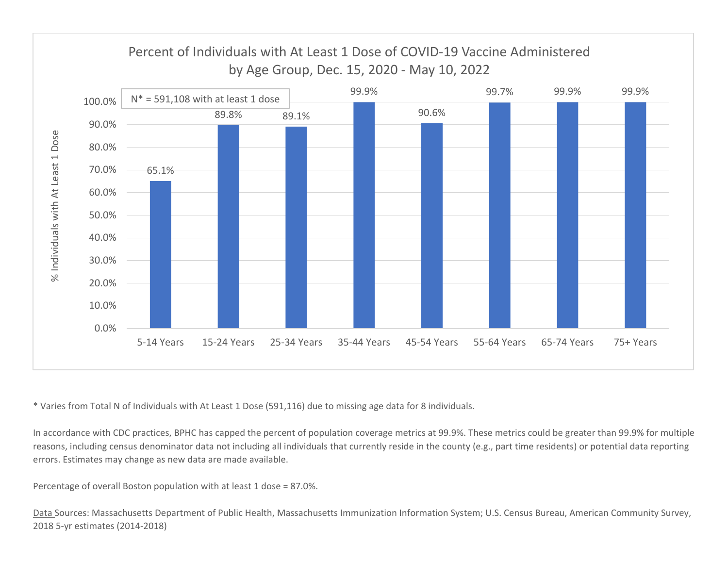## Percent of Individuals with At Least 1 Dose of COVID-19 Vaccine Administered by Age Group, Dec. 15, 2020 - May 10, 2022

N* = 591,108 with at least 1 dose

| Age Group | % Individuals with At Least 1 Dose |
|---|---|
| 5-14 Years | 65.1% |
| 15-24 Years | 89.8% |
| 25-34 Years | 89.1% |
| 35-44 Years | 99.9% |
| 45-54 Years | 90.6% |
| 55-64 Years | 99.7% |
| 65-74 Years | 99.9% |
| 75+ Years | 99.9% |

* Varies from Total N of Individuals with At Least 1 Dose (591,116) due to missing age data for 8 individuals.

In accordance with CDC practices, BPHC has capped the percent of population coverage metrics at 99.9%. These metrics could be greater than 99.9% for multiple reasons, including census denominator data not including all individuals that currently reside in the county (e.g., part time residents) or potential data reporting errors. Estimates may change as new data are made available.

Percentage of overall Boston population with at least 1 dose = 87.0%.

Data Sources: Massachusetts Department of Public Health, Massachusetts Immunization Information System; U.S. Census Bureau, American Community Survey, 2018 5-yr estimates (2014-2018)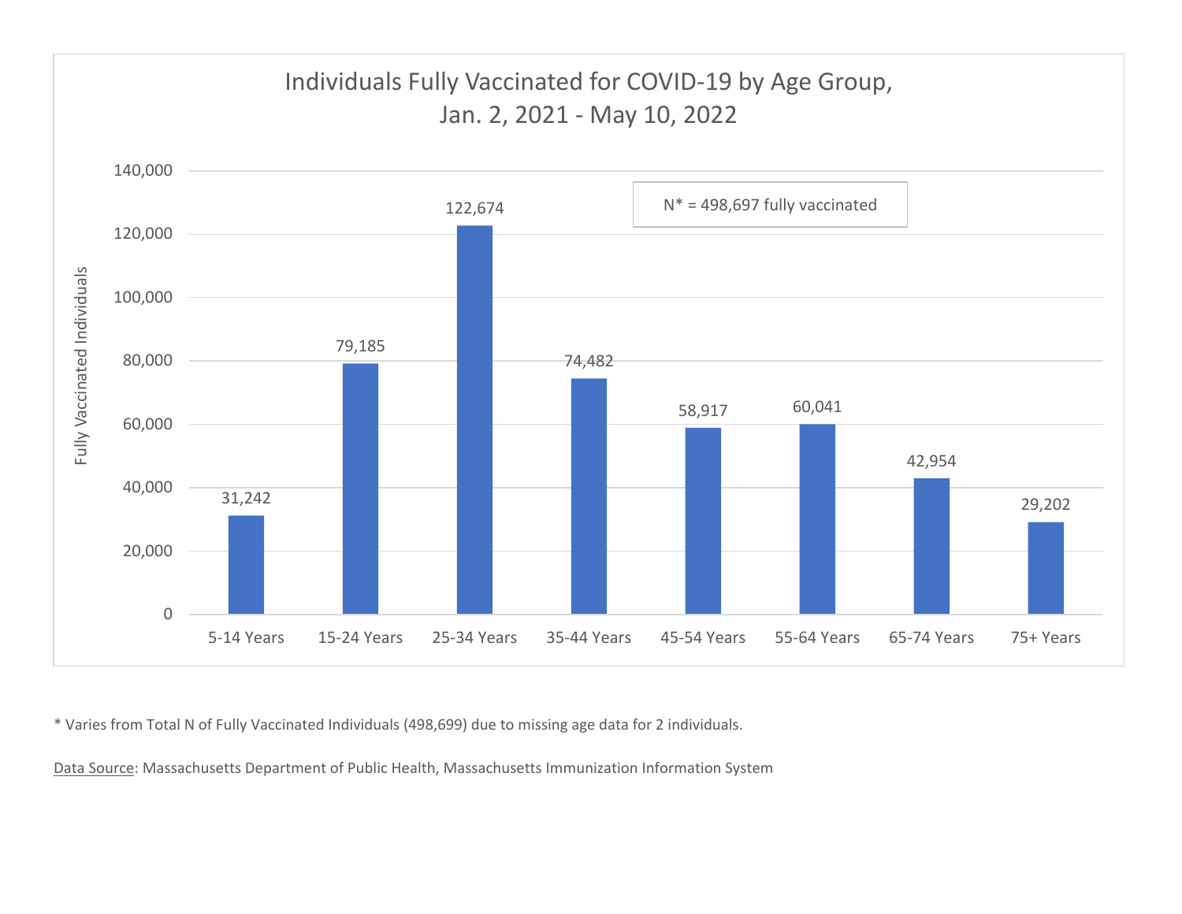## Individuals Fully Vaccinated for COVID-19 by Age Group, Jan. 2, 2021 - May 10, 2022

N* = 498,697 fully vaccinated

| Age Group | Fully Vaccinated Individuals |
|---|---|
| 5-14 Years | 31,242 |
| 15-24 Years | 79,185 |
| 25-34 Years | 122,674 |
| 35-44 Years | 74,482 |
| 45-54 Years | 58,917 |
| 55-64 Years | 60,041 |
| 65-74 Years | 42,954 |
| 75+ Years | 29,202 |

* Varies from Total N of Fully Vaccinated Individuals (498,699) due to missing age data for 2 individuals.

Data Source: Massachusetts Department of Public Health, Massachusetts Immunization Information System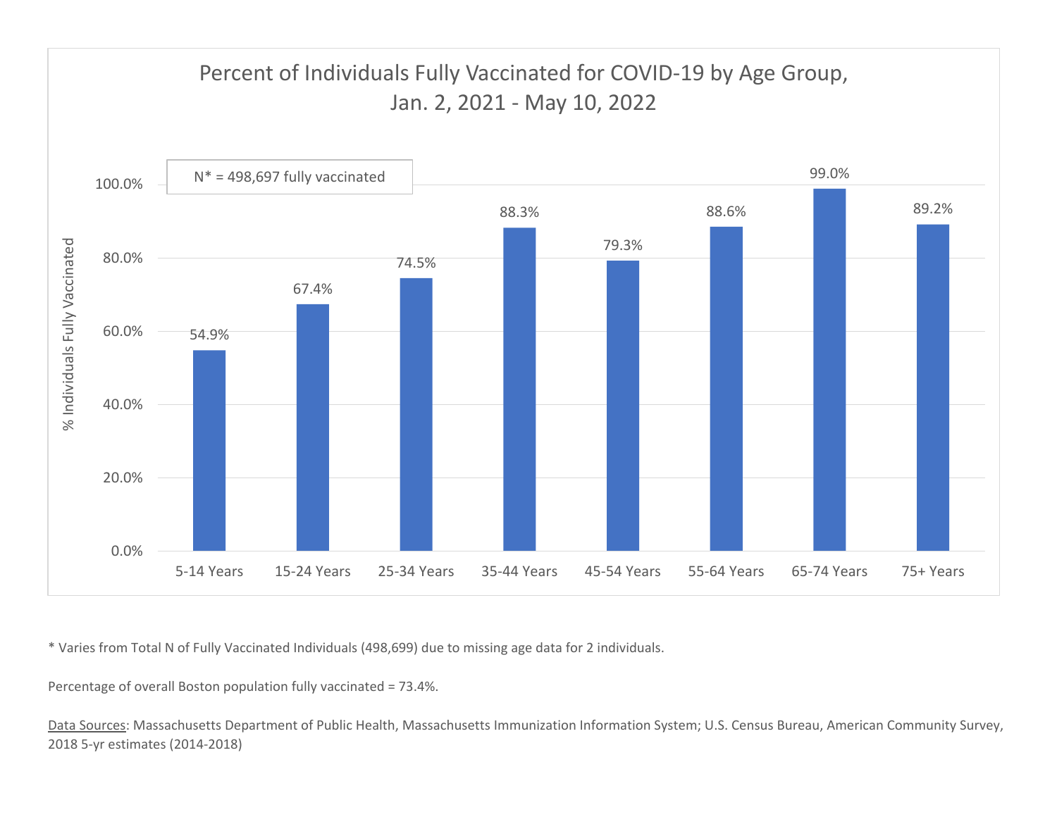## Percent of Individuals Fully Vaccinated for COVID-19 by Age Group, Jan. 2, 2021 - May 10, 2022

N* = 498,697 fully vaccinated

| Age Group | % Individuals Fully Vaccinated |
| --- | --- |
| 5-14 Years | 54.9% |
| 15-24 Years | 67.4% |
| 25-34 Years | 74.5% |
| 35-44 Years | 88.3% |
| 45-54 Years | 79.3% |
| 55-64 Years | 88.6% |
| 65-74 Years | 99.0% |
| 75+ Years | 89.2% |

* Varies from Total N of Fully Vaccinated Individuals (498,699) due to missing age data for 2 individuals.

Percentage of overall Boston population fully vaccinated = 73.4%.

Data Sources: Massachusetts Department of Public Health, Massachusetts Immunization Information System; U.S. Census Bureau, American Community Survey, 2018 5-yr estimates (2014-2018)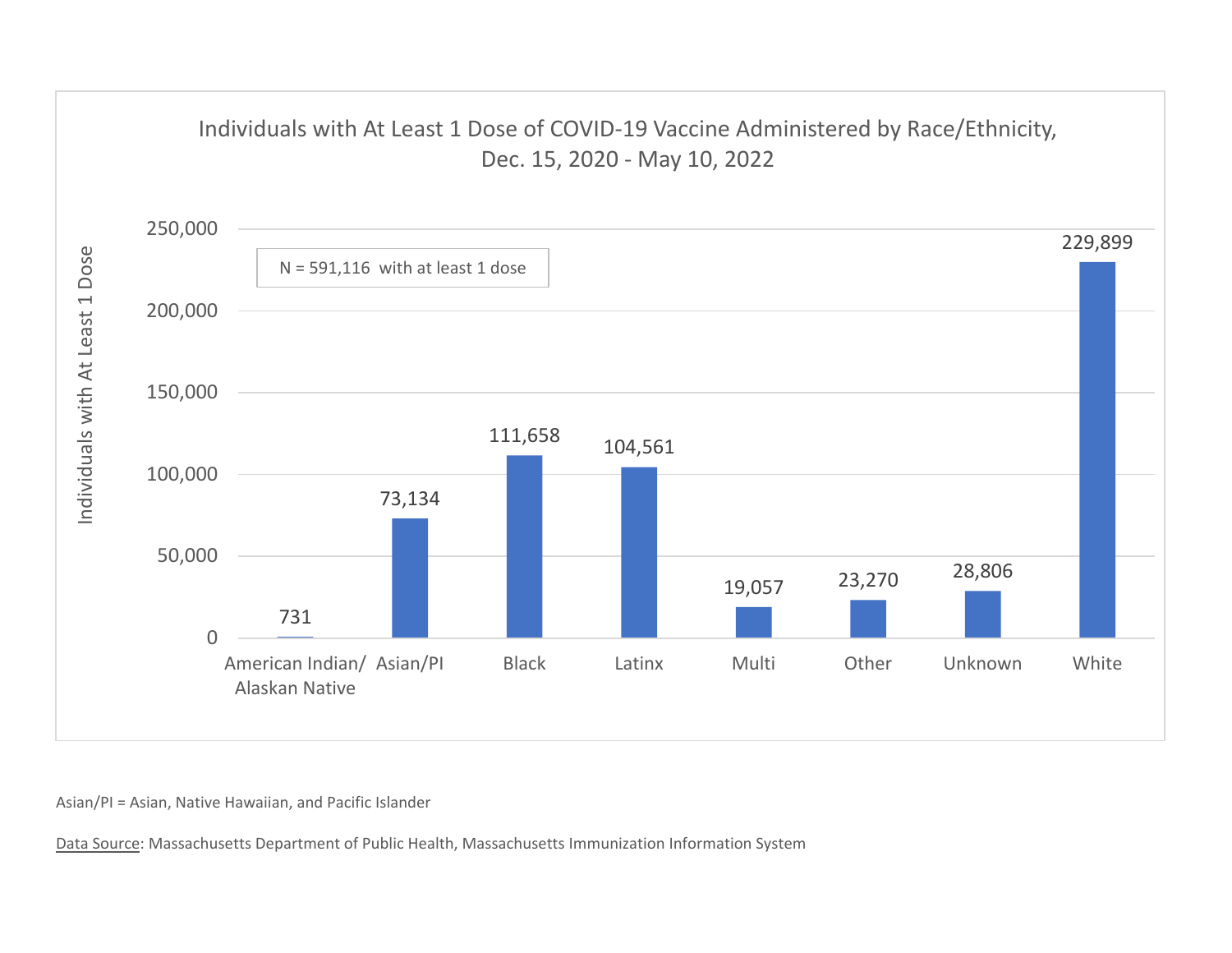## Individuals with At Least 1 Dose of COVID-19 Vaccine Administered by Race/Ethnicity, Dec. 15, 2020 - May 10, 2022

N = 591,116 with at least 1 dose

| Race/Ethnicity | Individuals with At Least 1 Dose |
|---|---|
| American Indian/ Alaskan Native | 731 |
| Asian/PI | 73,134 |
| Black | 111,658 |
| Latinx | 104,561 |
| Multi | 19,057 |
| Other | 23,270 |
| Unknown | 28,806 |
| White | 229,899 |

Asian/PI = Asian, Native Hawaiian, and Pacific Islander

Data Source: Massachusetts Department of Public Health, Massachusetts Immunization Information System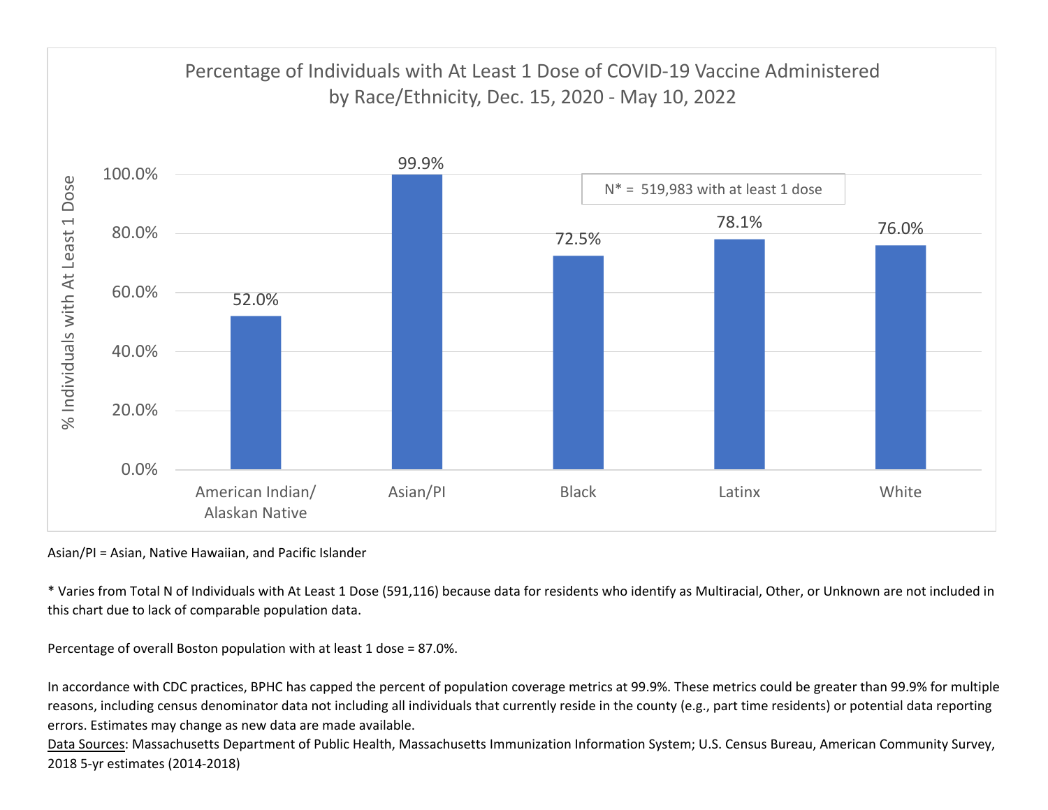## Percentage of Individuals with At Least 1 Dose of COVID-19 Vaccine Administered by Race/Ethnicity, Dec. 15, 2020 - May 10, 2022

N* = 519,983 with at least 1 dose

| Race/Ethnicity | % Individuals with At Least 1 Dose |
| --- | --- |
| American Indian/ Alaskan Native | 52.0% |
| Asian/PI | 99.9% |
| Black | 72.5% |
| Latinx | 78.1% |
| White | 76.0% |

Asian/PI = Asian, Native Hawaiian, and Pacific Islander

* Varies from Total N of Individuals with At Least 1 Dose (591,116) because data for residents who identify as Multiracial, Other, or Unknown are not included in this chart due to lack of comparable population data.

Percentage of overall Boston population with at least 1 dose = 87.0%.

In accordance with CDC practices, BPHC has capped the percent of population coverage metrics at 99.9%. These metrics could be greater than 99.9% for multiple reasons, including census denominator data not including all individuals that currently reside in the county (e.g., part time residents) or potential data reporting errors. Estimates may change as new data are made available.

Data Sources: Massachusetts Department of Public Health, Massachusetts Immunization Information System; U.S. Census Bureau, American Community Survey, 2018 5-yr estimates (2014-2018)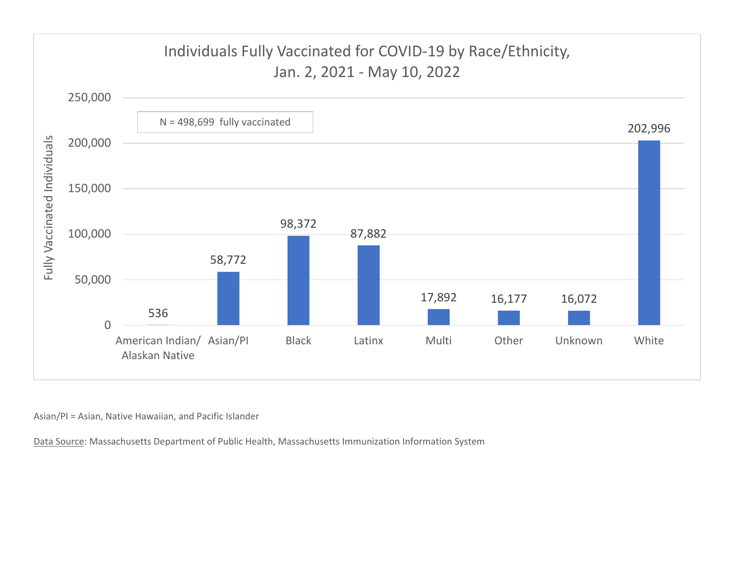## Individuals Fully Vaccinated for COVID-19 by Race/Ethnicity, Jan. 2, 2021 - May 10, 2022

N = 498,699 fully vaccinated

| Race/Ethnicity | Fully Vaccinated Individuals |
| --- | --- |
| American Indian/ Alaskan Native | 536 |
| Asian/PI | 58,772 |
| Black | 98,372 |
| Latinx | 87,882 |
| Multi | 17,892 |
| Other | 16,177 |
| Unknown | 16,072 |
| White | 202,996 |

Asian/PI = Asian, Native Hawaiian, and Pacific Islander

Data Source: Massachusetts Department of Public Health, Massachusetts Immunization Information System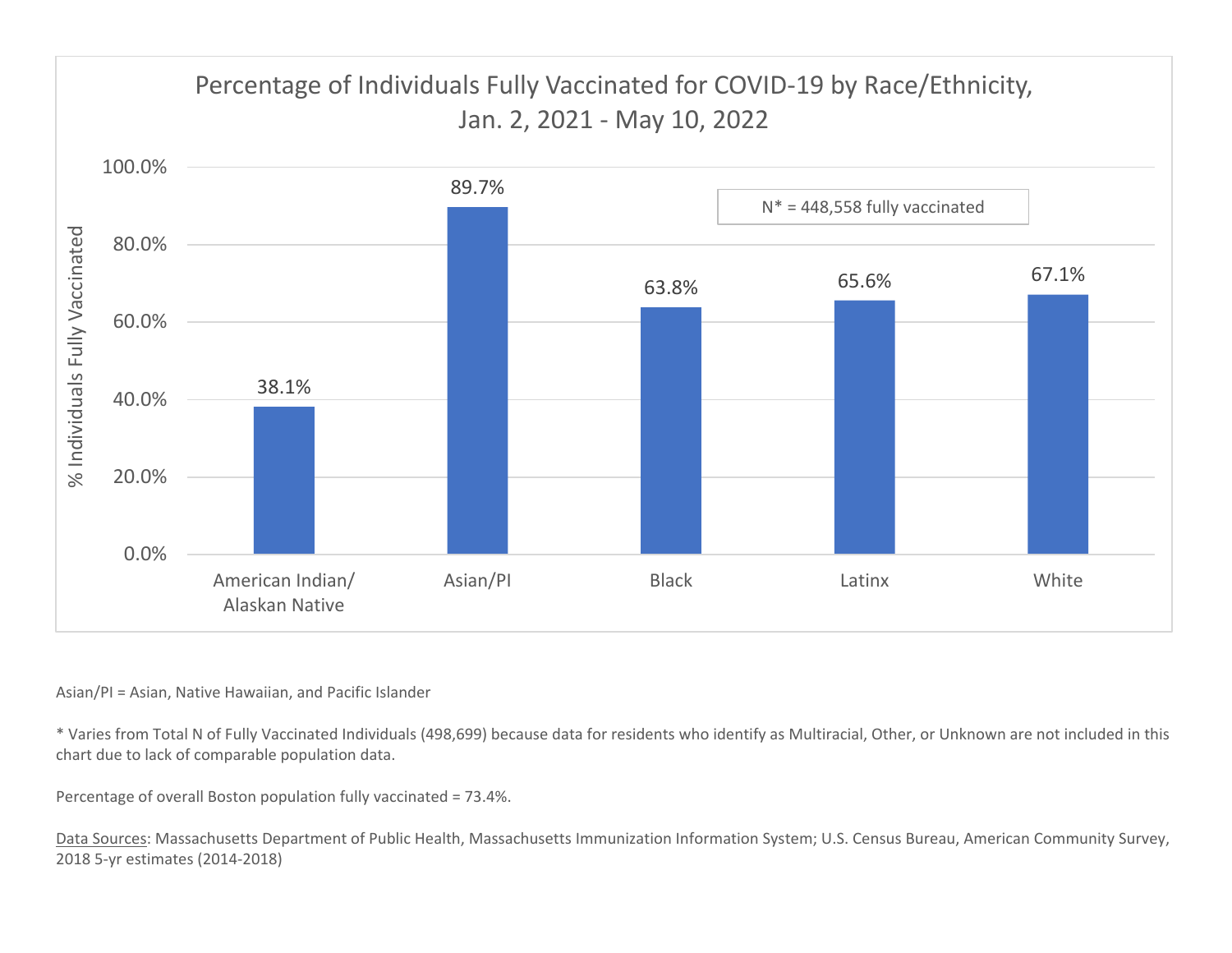## Percentage of Individuals Fully Vaccinated for COVID-19 by Race/Ethnicity, Jan. 2, 2021 - May 10, 2022

N* = 448,558 fully vaccinated

| Race/Ethnicity | % Individuals Fully Vaccinated |
|---|---|
| American Indian/ Alaskan Native | 38.1% |
| Asian/PI | 89.7% |
| Black | 63.8% |
| Latinx | 65.6% |
| White | 67.1% |

Asian/PI = Asian, Native Hawaiian, and Pacific Islander

* Varies from Total N of Fully Vaccinated Individuals (498,699) because data for residents who identify as Multiracial, Other, or Unknown are not included in this chart due to lack of comparable population data.

Percentage of overall Boston population fully vaccinated = 73.4%.

Data Sources: Massachusetts Department of Public Health, Massachusetts Immunization Information System; U.S. Census Bureau, American Community Survey, 2018 5-yr estimates (2014-2018)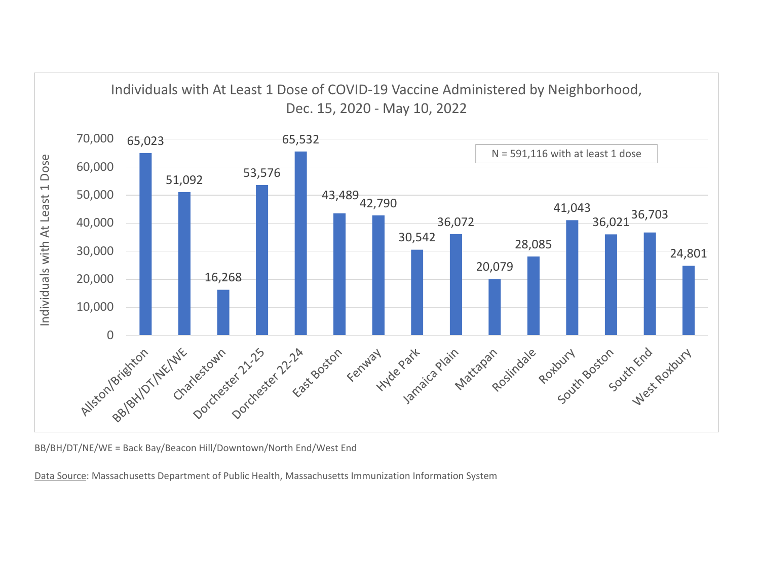## Individuals with At Least 1 Dose of COVID-19 Vaccine Administered by Neighborhood, Dec. 15, 2020 - May 10, 2022

N = 591,116 with at least 1 dose

| Neighborhood | Individuals with At Least 1 Dose |
|---|---|
| Allston/Brighton | 65,023 |
| BB/BH/DT/NE/WE | 51,092 |
| Charlestown | 16,268 |
| Dorchester 21-25 | 53,576 |
| Dorchester 22-24 | 65,532 |
| East Boston | 43,489 |
| Fenway | 42,790 |
| Hyde Park | 30,542 |
| Jamaica Plain | 36,072 |
| Mattapan | 20,079 |
| Roslindale | 28,085 |
| Roxbury | 41,043 |
| South Boston | 36,021 |
| South End | 36,703 |
| West Roxbury | 24,801 |

BB/BH/DT/NE/WE = Back Bay/Beacon Hill/Downtown/North End/West End

Data Source: Massachusetts Department of Public Health, Massachusetts Immunization Information System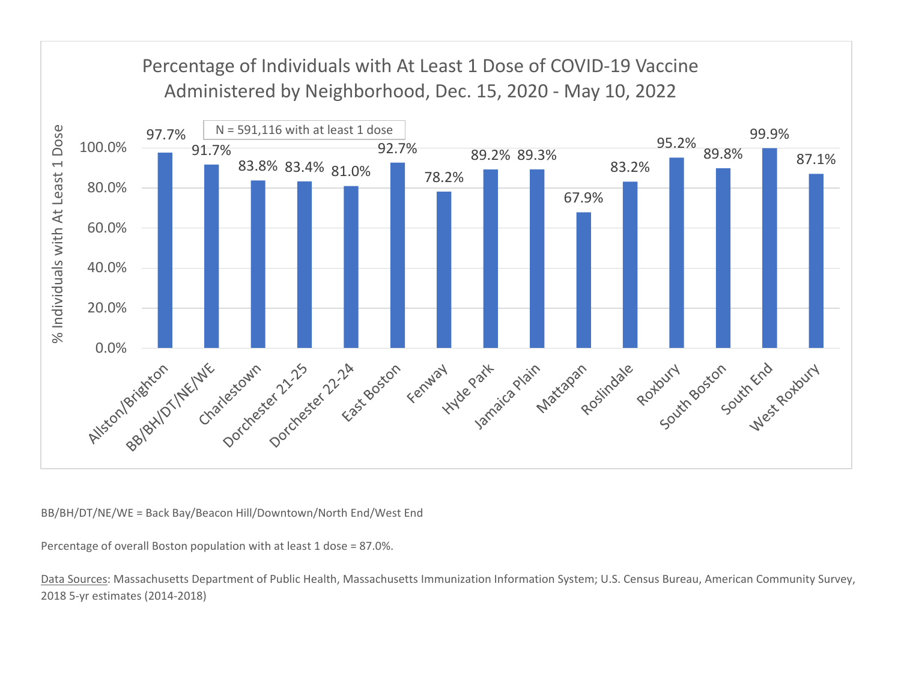## Percentage of Individuals with At Least 1 Dose of COVID-19 Vaccine Administered by Neighborhood, Dec. 15, 2020 - May 10, 2022

N = 591,116 with at least 1 dose

| Neighborhood | % Individuals with At Least 1 Dose |
|---|---|
| Allston/Brighton | 97.7% |
| BB/BH/DT/NE/WE | 91.7% |
| Charlestown | 83.8% |
| Dorchester 21-25 | 83.4% |
| Dorchester 22-24 | 81.0% |
| East Boston | 92.7% |
| Fenway | 78.2% |
| Hyde Park | 89.2% |
| Jamaica Plain | 89.3% |
| Mattapan | 67.9% |
| Roslindale | 83.2% |
| Roxbury | 95.2% |
| South Boston | 89.8% |
| South End | 99.9% |
| West Roxbury | 87.1% |

BB/BH/DT/NE/WE = Back Bay/Beacon Hill/Downtown/North End/West End

Percentage of overall Boston population with at least 1 dose = 87.0%.

Data Sources: Massachusetts Department of Public Health, Massachusetts Immunization Information System; U.S. Census Bureau, American Community Survey, 2018 5-yr estimates (2014-2018)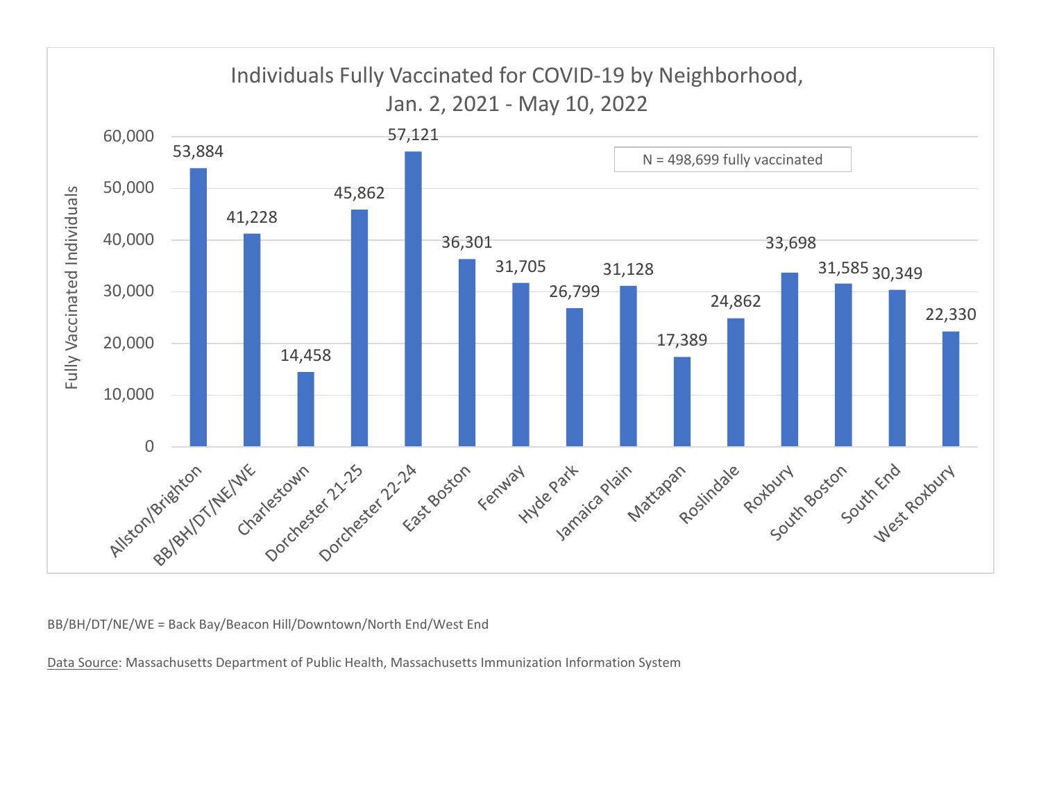## Individuals Fully Vaccinated for COVID-19 by Neighborhood, Jan. 2, 2021 - May 10, 2022

N = 498,699 fully vaccinated

| Neighborhood | Fully Vaccinated Individuals |
|---|---|
| Allston/Brighton | 53,884 |
| BB/BH/DT/NE/WE | 41,228 |
| Charlestown | 14,458 |
| Dorchester 21-25 | 45,862 |
| Dorchester 22-24 | 57,121 |
| East Boston | 36,301 |
| Fenway | 31,705 |
| Hyde Park | 26,799 |
| Jamaica Plain | 31,128 |
| Mattapan | 17,389 |
| Roslindale | 24,862 |
| Roxbury | 33,698 |
| South Boston | 31,585 |
| South End | 30,349 |
| West Roxbury | 22,330 |

BB/BH/DT/NE/WE = Back Bay/Beacon Hill/Downtown/North End/West End

Data Source: Massachusetts Department of Public Health, Massachusetts Immunization Information System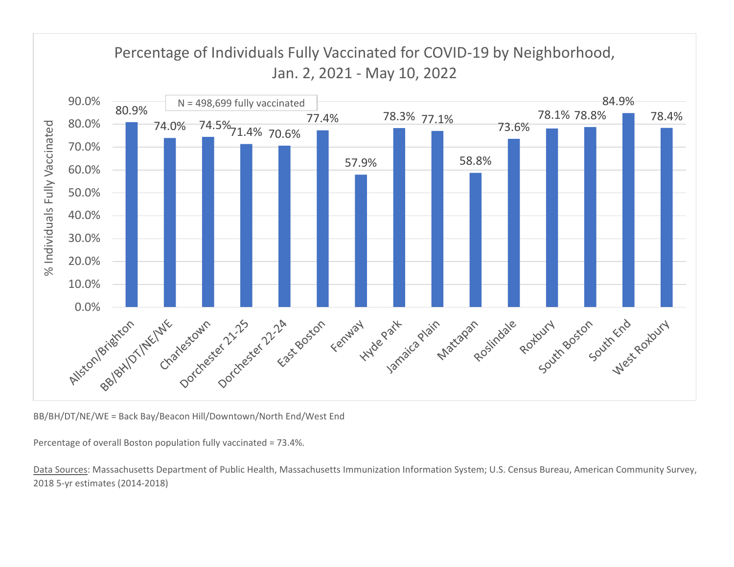## Percentage of Individuals Fully Vaccinated for COVID-19 by Neighborhood, Jan. 2, 2021 - May 10, 2022

N = 498,699 fully vaccinated

| Neighborhood | % Individuals Fully Vaccinated |
|---|---|
| Allston/Brighton | 80.9% |
| BB/BH/DT/NE/WE | 74.0% |
| Charlestown | 74.5% |
| Dorchester 21-25 | 71.4% |
| Dorchester 22-24 | 70.6% |
| East Boston | 77.4% |
| Fenway | 57.9% |
| Hyde Park | 78.3% |
| Jamaica Plain | 77.1% |
| Mattapan | 58.8% |
| Roslindale | 73.6% |
| Roxbury | 78.1% |
| South Boston | 78.8% |
| South End | 84.9% |
| West Roxbury | 78.4% |

BB/BH/DT/NE/WE = Back Bay/Beacon Hill/Downtown/North End/West End

Percentage of overall Boston population fully vaccinated = 73.4%.

Data Sources: Massachusetts Department of Public Health, Massachusetts Immunization Information System; U.S. Census Bureau, American Community Survey, 2018 5-yr estimates (2014-2018)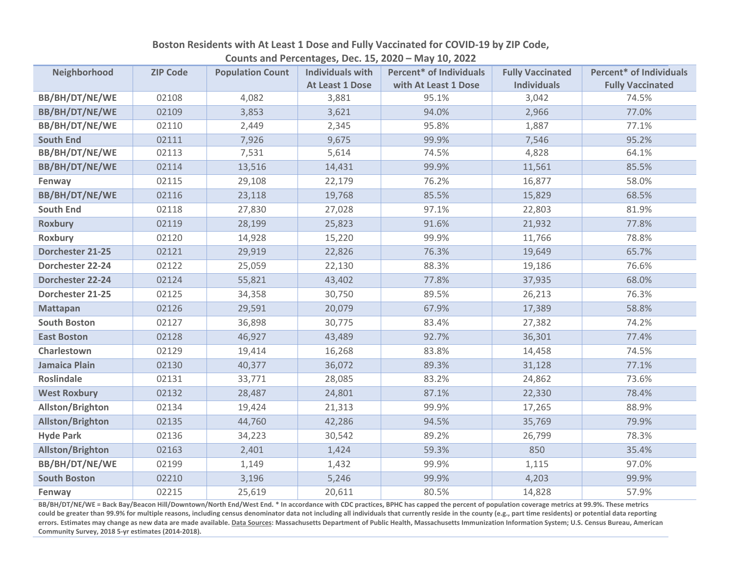## Boston Residents with At Least 1 Dose and Fully Vaccinated for COVID-19 by ZIP Code, Counts and Percentages, Dec. 15, 2020 – May 10, 2022

| Neighborhood | ZIP Code | Population Count | Individuals with At Least 1 Dose | Percent* of Individuals with At Least 1 Dose | Fully Vaccinated Individuals | Percent* of Individuals Fully Vaccinated |
|---|---|---|---|---|---|---|
| **BB/BH/DT/NE/WE** | 02108 | 4,082 | 3,881 | 95.1% | 3,042 | 74.5% |
| **BB/BH/DT/NE/WE** | 02109 | 3,853 | 3,621 | 94.0% | 2,966 | 77.0% |
| **BB/BH/DT/NE/WE** | 02110 | 2,449 | 2,345 | 95.8% | 1,887 | 77.1% |
| **South End** | 02111 | 7,926 | 9,675 | 99.9% | 7,546 | 95.2% |
| **BB/BH/DT/NE/WE** | 02113 | 7,531 | 5,614 | 74.5% | 4,828 | 64.1% |
| **BB/BH/DT/NE/WE** | 02114 | 13,516 | 14,431 | 99.9% | 11,561 | 85.5% |
| **Fenway** | 02115 | 29,108 | 22,179 | 76.2% | 16,877 | 58.0% |
| **BB/BH/DT/NE/WE** | 02116 | 23,118 | 19,768 | 85.5% | 15,829 | 68.5% |
| **South End** | 02118 | 27,830 | 27,028 | 97.1% | 22,803 | 81.9% |
| **Roxbury** | 02119 | 28,199 | 25,823 | 91.6% | 21,932 | 77.8% |
| **Roxbury** | 02120 | 14,928 | 15,220 | 99.9% | 11,766 | 78.8% |
| **Dorchester 21-25** | 02121 | 29,919 | 22,826 | 76.3% | 19,649 | 65.7% |
| **Dorchester 22-24** | 02122 | 25,059 | 22,130 | 88.3% | 19,186 | 76.6% |
| **Dorchester 22-24** | 02124 | 55,821 | 43,402 | 77.8% | 37,935 | 68.0% |
| **Dorchester 21-25** | 02125 | 34,358 | 30,750 | 89.5% | 26,213 | 76.3% |
| **Mattapan** | 02126 | 29,591 | 20,079 | 67.9% | 17,389 | 58.8% |
| **South Boston** | 02127 | 36,898 | 30,775 | 83.4% | 27,382 | 74.2% |
| **East Boston** | 02128 | 46,927 | 43,489 | 92.7% | 36,301 | 77.4% |
| **Charlestown** | 02129 | 19,414 | 16,268 | 83.8% | 14,458 | 74.5% |
| **Jamaica Plain** | 02130 | 40,377 | 36,072 | 89.3% | 31,128 | 77.1% |
| **Roslindale** | 02131 | 33,771 | 28,085 | 83.2% | 24,862 | 73.6% |
| **West Roxbury** | 02132 | 28,487 | 24,801 | 87.1% | 22,330 | 78.4% |
| **Allston/Brighton** | 02134 | 19,424 | 21,313 | 99.9% | 17,265 | 88.9% |
| **Allston/Brighton** | 02135 | 44,760 | 42,286 | 94.5% | 35,769 | 79.9% |
| **Hyde Park** | 02136 | 34,223 | 30,542 | 89.2% | 26,799 | 78.3% |
| **Allston/Brighton** | 02163 | 2,401 | 1,424 | 59.3% | 850 | 35.4% |
| **BB/BH/DT/NE/WE** | 02199 | 1,149 | 1,432 | 99.9% | 1,115 | 97.0% |
| **South Boston** | 02210 | 3,196 | 5,246 | 99.9% | 4,203 | 99.9% |
| **Fenway** | 02215 | 25,619 | 20,611 | 80.5% | 14,828 | 57.9% |

**BB/BH/DT/NE/WE = Back Bay/Beacon Hill/Downtown/North End/West End. * In accordance with CDC practices, BPHC has capped the percent of population coverage metrics at 99.9%. These metrics could be greater than 99.9% for multiple reasons, including census denominator data not including all individuals that currently reside in the county (e.g., part time residents) or potential data reporting errors. Estimates may change as new data are made available. Data Sources: Massachusetts Department of Public Health, Massachusetts Immunization Information System; U.S. Census Bureau, American Community Survey, 2018 5-yr estimates (2014-2018).**